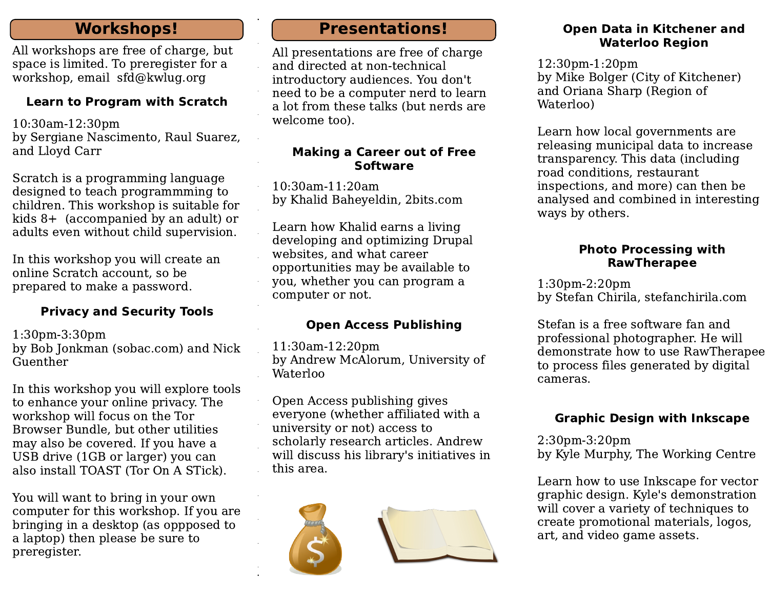## Workshops!

All workshops are free of charge, but space is limited. To preregister for a workshop, email sfd@kwlug.org

### Learn to Program with Scratch

10:30am-12:30pm
by Sergiane Nascimento, Raul Suarez, and Lloyd Carr

Scratch is a programming language designed to teach programmming to children. This workshop is suitable for kids 8+ (accompanied by an adult) or adults even without child supervision.

In this workshop you will create an online Scratch account, so be prepared to make a password.

### Privacy and Security Tools

1:30pm-3:30pm
by Bob Jonkman (sobac.com) and Nick Guenther

In this workshop you will explore tools to enhance your online privacy. The workshop will focus on the Tor Browser Bundle, but other utilities may also be covered. If you have a USB drive (1GB or larger) you can also install TOAST (Tor On A STick).

You will want to bring in your own computer for this workshop. If you are bringing in a desktop (as oppposed to a laptop) then please be sure to preregister.

## Presentations!

All presentations are free of charge and directed at non-technical introductory audiences. You don't need to be a computer nerd to learn a lot from these talks (but nerds are welcome too).

### Making a Career out of Free Software

10:30am-11:20am
by Khalid Baheyeldin, 2bits.com

Learn how Khalid earns a living developing and optimizing Drupal websites, and what career opportunities may be available to you, whether you can program a computer or not.

### Open Access Publishing

11:30am-12:20pm
by Andrew McAlorum, University of Waterloo

Open Access publishing gives everyone (whether affiliated with a university or not) access to scholarly research articles. Andrew will discuss his library's initiatives in this area.

### Open Data in Kitchener and Waterloo Region

12:30pm-1:20pm
by Mike Bolger (City of Kitchener) and Oriana Sharp (Region of Waterloo)

Learn how local governments are releasing municipal data to increase transparency. This data (including road conditions, restaurant inspections, and more) can then be analysed and combined in interesting ways by others.

### Photo Processing with RawTherapee

1:30pm-2:20pm
by Stefan Chirila, stefanchirila.com

Stefan is a free software fan and professional photographer. He will demonstrate how to use RawTherapee to process files generated by digital cameras.

### Graphic Design with Inkscape

2:30pm-3:20pm
by Kyle Murphy, The Working Centre

Learn how to use Inkscape for vector graphic design. Kyle's demonstration will cover a variety of techniques to create promotional materials, logos, art, and video game assets.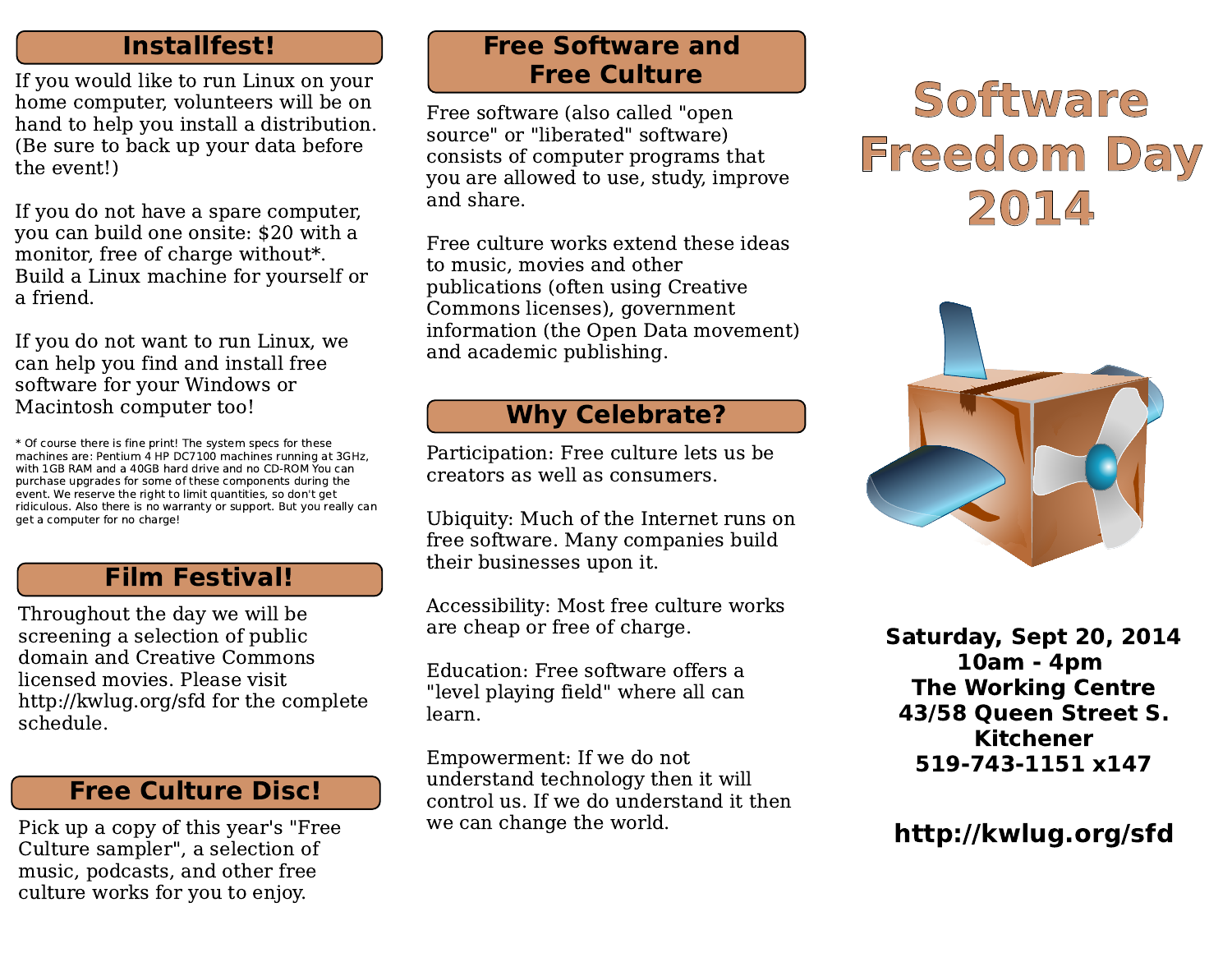## Installfest!

If you would like to run Linux on your home computer, volunteers will be on hand to help you install a distribution. (Be sure to back up your data before the event!)

If you do not have a spare computer, you can build one onsite: $20 with a monitor, free of charge without*. Build a Linux machine for yourself or a friend.

If you do not want to run Linux, we can help you find and install free software for your Windows or Macintosh computer too!

* Of course there is fine print! The system specs for these machines are: Pentium 4 HP DC7100 machines running at 3GHz, with 1GB RAM and a 40GB hard drive and no CD-ROM You can purchase upgrades for some of these components during the event. We reserve the right to limit quantities, so don't get ridiculous. Also there is no warranty or support. But you really can get a computer for no charge!

## Film Festival!

Throughout the day we will be screening a selection of public domain and Creative Commons licensed movies. Please visit http://kwlug.org/sfd for the complete schedule.

## Free Culture Disc!

Pick up a copy of this year's "Free Culture sampler", a selection of music, podcasts, and other free culture works for you to enjoy.

## Free Software and Free Culture

Free software (also called "open source" or "liberated" software) consists of computer programs that you are allowed to use, study, improve and share.

Free culture works extend these ideas to music, movies and other publications (often using Creative Commons licenses), government information (the Open Data movement) and academic publishing.

## Why Celebrate?

Participation: Free culture lets us be creators as well as consumers.

Ubiquity: Much of the Internet runs on free software. Many companies build their businesses upon it.

Accessibility: Most free culture works are cheap or free of charge.

Education: Free software offers a "level playing field" where all can learn.

Empowerment: If we do not understand technology then it will control us. If we do understand it then we can change the world.

# Software Freedom Day 2014

**Saturday, Sept 20, 2014**
**10am - 4pm**
**The Working Centre**
**43/58 Queen Street S.**
**Kitchener**
**519-743-1151 x147**

**http://kwlug.org/sfd**